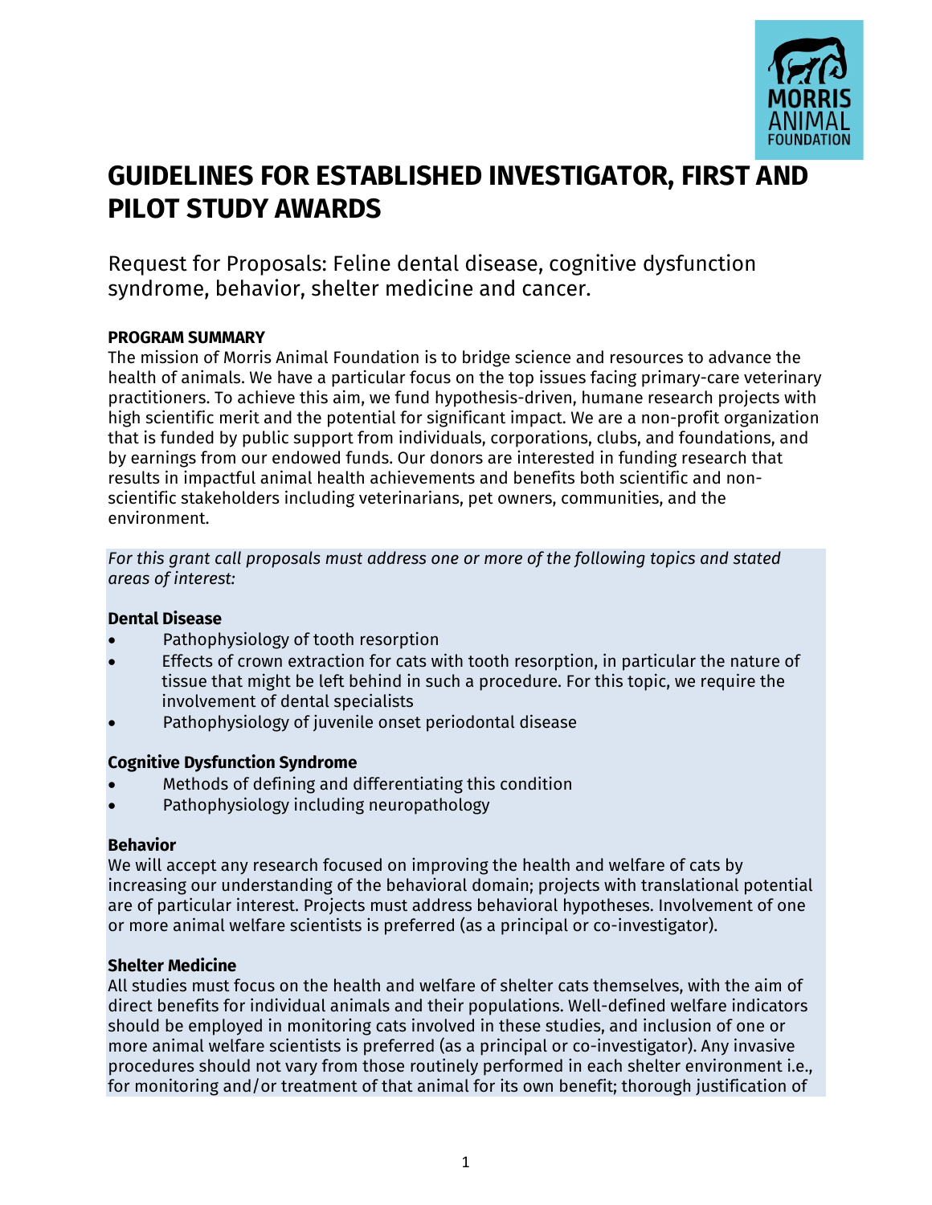# GUIDELINES FOR ESTABLISHED INVESTIGATOR, FIRST AND PILOT STUDY AWARDS

Request for Proposals: Feline dental disease, cognitive dysfunction syndrome, behavior, shelter medicine and cancer.

**PROGRAM SUMMARY**

The mission of Morris Animal Foundation is to bridge science and resources to advance the health of animals. We have a particular focus on the top issues facing primary-care veterinary practitioners. To achieve this aim, we fund hypothesis-driven, humane research projects with high scientific merit and the potential for significant impact. We are a non-profit organization that is funded by public support from individuals, corporations, clubs, and foundations, and by earnings from our endowed funds. Our donors are interested in funding research that results in impactful animal health achievements and benefits both scientific and non-scientific stakeholders including veterinarians, pet owners, communities, and the environment.

*For this grant call proposals must address one or more of the following topics and stated areas of interest:*

**Dental Disease**

- Pathophysiology of tooth resorption
- Effects of crown extraction for cats with tooth resorption, in particular the nature of tissue that might be left behind in such a procedure. For this topic, we require the involvement of dental specialists
- Pathophysiology of juvenile onset periodontal disease

**Cognitive Dysfunction Syndrome**

- Methods of defining and differentiating this condition
- Pathophysiology including neuropathology

**Behavior**

We will accept any research focused on improving the health and welfare of cats by increasing our understanding of the behavioral domain; projects with translational potential are of particular interest. Projects must address behavioral hypotheses. Involvement of one or more animal welfare scientists is preferred (as a principal or co-investigator).

**Shelter Medicine**

All studies must focus on the health and welfare of shelter cats themselves, with the aim of direct benefits for individual animals and their populations. Well-defined welfare indicators should be employed in monitoring cats involved in these studies, and inclusion of one or more animal welfare scientists is preferred (as a principal or co-investigator). Any invasive procedures should not vary from those routinely performed in each shelter environment i.e., for monitoring and/or treatment of that animal for its own benefit; thorough justification of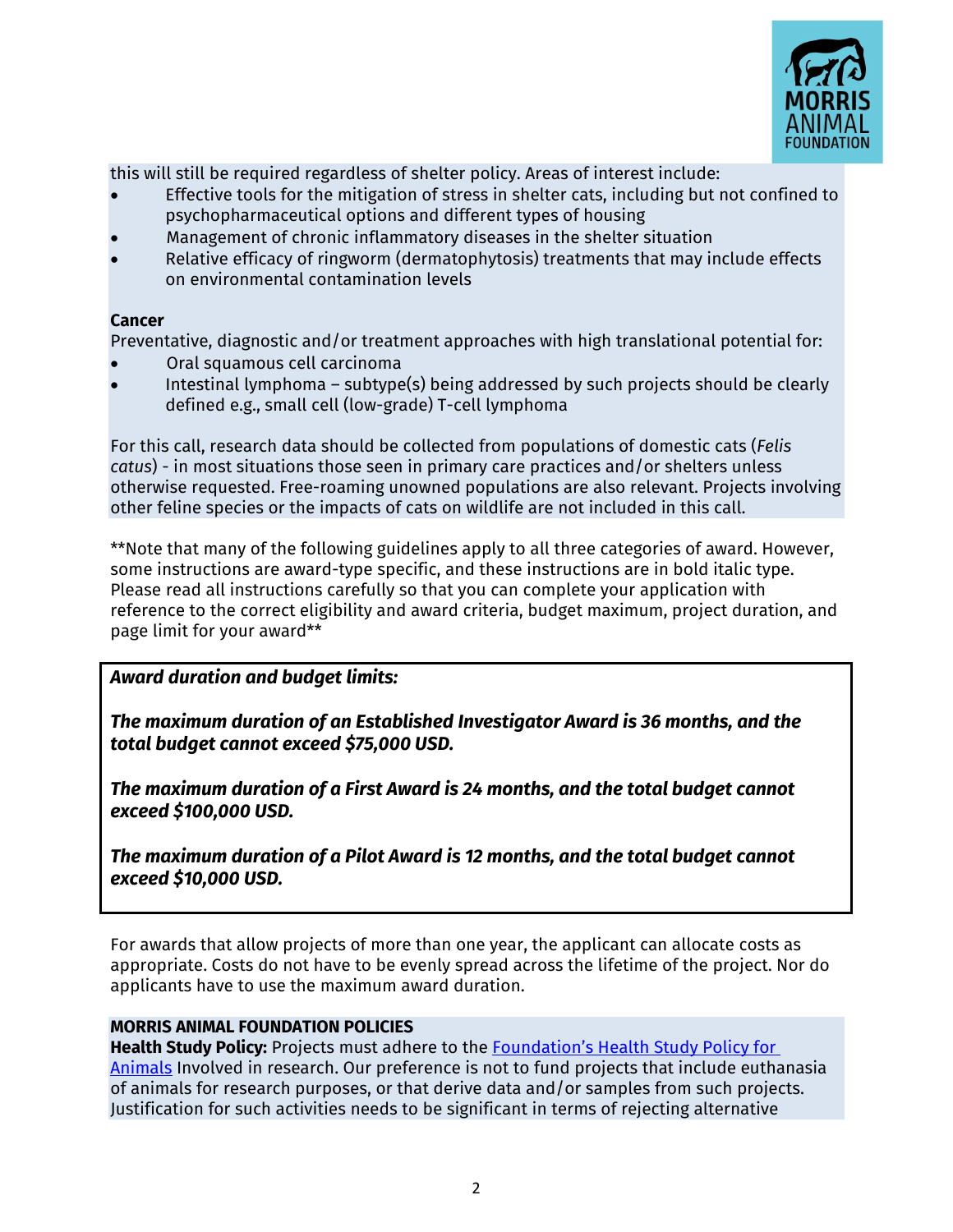this will still be required regardless of shelter policy. Areas of interest include:

- Effective tools for the mitigation of stress in shelter cats, including but not confined to psychopharmaceutical options and different types of housing
- Management of chronic inflammatory diseases in the shelter situation
- Relative efficacy of ringworm (dermatophytosis) treatments that may include effects on environmental contamination levels

**Cancer**

Preventative, diagnostic and/or treatment approaches with high translational potential for:

- Oral squamous cell carcinoma
- Intestinal lymphoma – subtype(s) being addressed by such projects should be clearly defined e.g., small cell (low-grade) T-cell lymphoma

For this call, research data should be collected from populations of domestic cats (*Felis catus*) - in most situations those seen in primary care practices and/or shelters unless otherwise requested. Free-roaming unowned populations are also relevant. Projects involving other feline species or the impacts of cats on wildlife are not included in this call.

**Note that many of the following guidelines apply to all three categories of award. However, some instructions are award-type specific, and these instructions are in bold italic type. Please read all instructions carefully so that you can complete your application with reference to the correct eligibility and award criteria, budget maximum, project duration, and page limit for your award**

***Award duration and budget limits:***

***The maximum duration of an Established Investigator Award is 36 months, and the total budget cannot exceed $75,000 USD.***

***The maximum duration of a First Award is 24 months, and the total budget cannot exceed $100,000 USD.***

***The maximum duration of a Pilot Award is 12 months, and the total budget cannot exceed $10,000 USD.***

For awards that allow projects of more than one year, the applicant can allocate costs as appropriate. Costs do not have to be evenly spread across the lifetime of the project. Nor do applicants have to use the maximum award duration.

**MORRIS ANIMAL FOUNDATION POLICIES**

**Health Study Policy:** Projects must adhere to the Foundation's Health Study Policy for Animals Involved in research. Our preference is not to fund projects that include euthanasia of animals for research purposes, or that derive data and/or samples from such projects. Justification for such activities needs to be significant in terms of rejecting alternative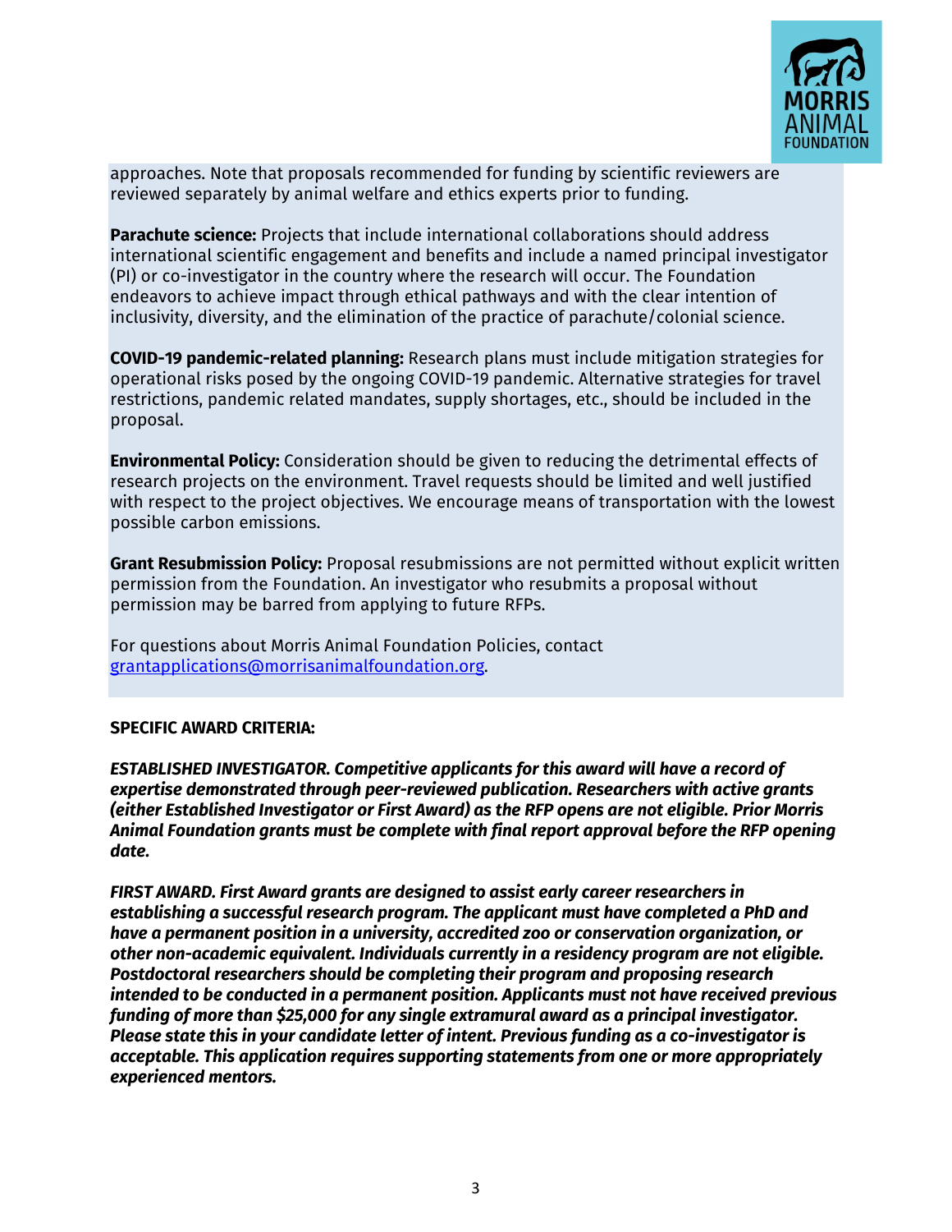approaches. Note that proposals recommended for funding by scientific reviewers are reviewed separately by animal welfare and ethics experts prior to funding.

**Parachute science:** Projects that include international collaborations should address international scientific engagement and benefits and include a named principal investigator (PI) or co-investigator in the country where the research will occur. The Foundation endeavors to achieve impact through ethical pathways and with the clear intention of inclusivity, diversity, and the elimination of the practice of parachute/colonial science.

**COVID-19 pandemic-related planning:** Research plans must include mitigation strategies for operational risks posed by the ongoing COVID-19 pandemic. Alternative strategies for travel restrictions, pandemic related mandates, supply shortages, etc., should be included in the proposal.

**Environmental Policy:** Consideration should be given to reducing the detrimental effects of research projects on the environment. Travel requests should be limited and well justified with respect to the project objectives. We encourage means of transportation with the lowest possible carbon emissions.

**Grant Resubmission Policy:** Proposal resubmissions are not permitted without explicit written permission from the Foundation. An investigator who resubmits a proposal without permission may be barred from applying to future RFPs.

For questions about Morris Animal Foundation Policies, contact grantapplications@morrisanimalfoundation.org.

**SPECIFIC AWARD CRITERIA:**

***ESTABLISHED INVESTIGATOR. Competitive applicants for this award will have a record of expertise demonstrated through peer-reviewed publication. Researchers with active grants (either Established Investigator or First Award) as the RFP opens are not eligible. Prior Morris Animal Foundation grants must be complete with final report approval before the RFP opening date.***

***FIRST AWARD. First Award grants are designed to assist early career researchers in establishing a successful research program. The applicant must have completed a PhD and have a permanent position in a university, accredited zoo or conservation organization, or other non-academic equivalent. Individuals currently in a residency program are not eligible. Postdoctoral researchers should be completing their program and proposing research intended to be conducted in a permanent position. Applicants must not have received previous funding of more than $25,000 for any single extramural award as a principal investigator. Please state this in your candidate letter of intent. Previous funding as a co-investigator is acceptable. This application requires supporting statements from one or more appropriately experienced mentors.***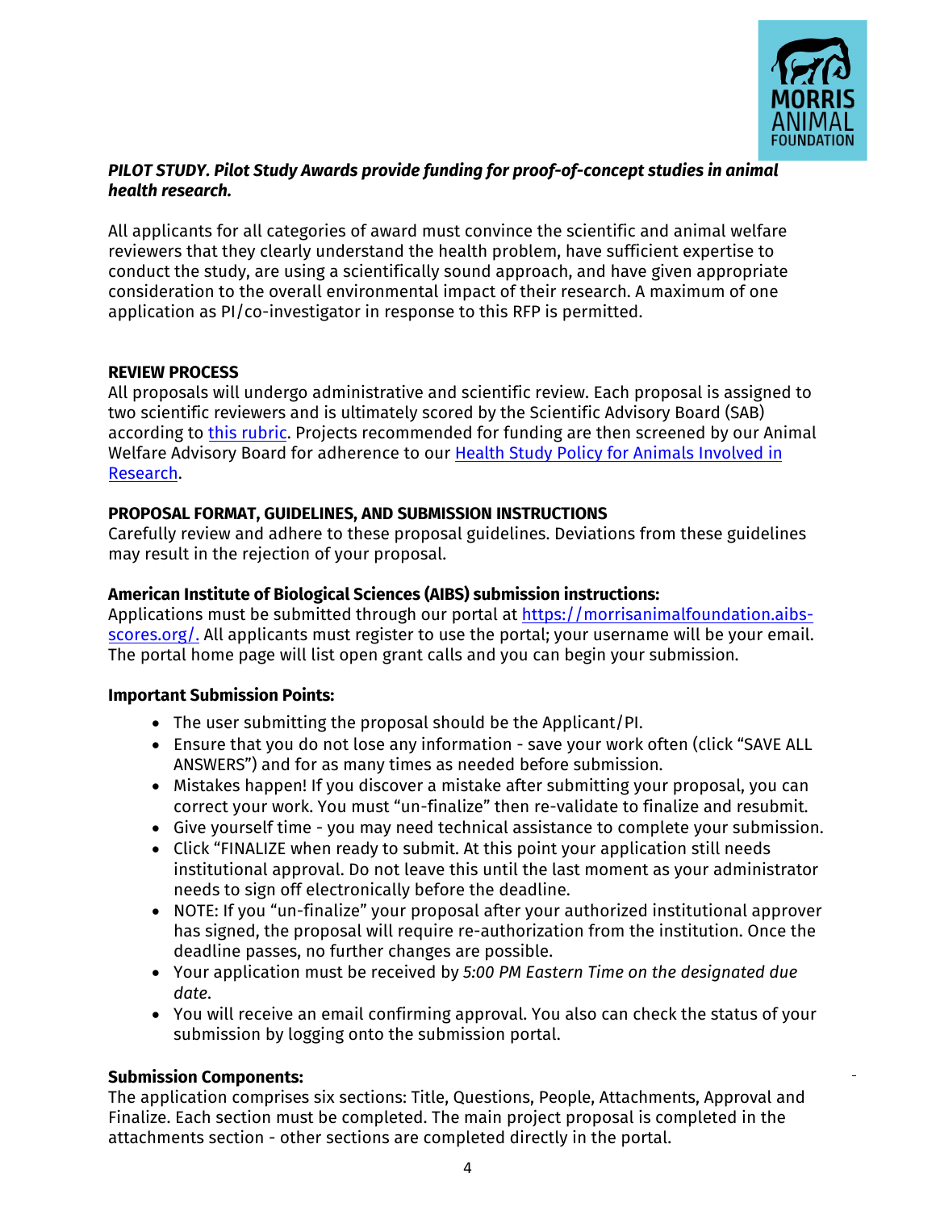***PILOT STUDY. Pilot Study Awards provide funding for proof-of-concept studies in animal health research.***

All applicants for all categories of award must convince the scientific and animal welfare reviewers that they clearly understand the health problem, have sufficient expertise to conduct the study, are using a scientifically sound approach, and have given appropriate consideration to the overall environmental impact of their research. A maximum of one application as PI/co-investigator in response to this RFP is permitted.

**REVIEW PROCESS**

All proposals will undergo administrative and scientific review. Each proposal is assigned to two scientific reviewers and is ultimately scored by the Scientific Advisory Board (SAB) according to this rubric. Projects recommended for funding are then screened by our Animal Welfare Advisory Board for adherence to our Health Study Policy for Animals Involved in Research.

**PROPOSAL FORMAT, GUIDELINES, AND SUBMISSION INSTRUCTIONS**

Carefully review and adhere to these proposal guidelines. Deviations from these guidelines may result in the rejection of your proposal.

**American Institute of Biological Sciences (AIBS) submission instructions:**

Applications must be submitted through our portal at https://morrisanimalfoundation.aibs-scores.org/. All applicants must register to use the portal; your username will be your email. The portal home page will list open grant calls and you can begin your submission.

**Important Submission Points:**

- The user submitting the proposal should be the Applicant/PI.
- Ensure that you do not lose any information - save your work often (click "SAVE ALL ANSWERS") and for as many times as needed before submission.
- Mistakes happen! If you discover a mistake after submitting your proposal, you can correct your work. You must "un-finalize" then re-validate to finalize and resubmit.
- Give yourself time - you may need technical assistance to complete your submission.
- Click "FINALIZE when ready to submit. At this point your application still needs institutional approval. Do not leave this until the last moment as your administrator needs to sign off electronically before the deadline.
- NOTE: If you "un-finalize" your proposal after your authorized institutional approver has signed, the proposal will require re-authorization from the institution. Once the deadline passes, no further changes are possible.
- Your application must be received by *5:00 PM Eastern Time on the designated due date*.
- You will receive an email confirming approval. You also can check the status of your submission by logging onto the submission portal.

**Submission Components:**

The application comprises six sections: Title, Questions, People, Attachments, Approval and Finalize. Each section must be completed. The main project proposal is completed in the attachments section - other sections are completed directly in the portal.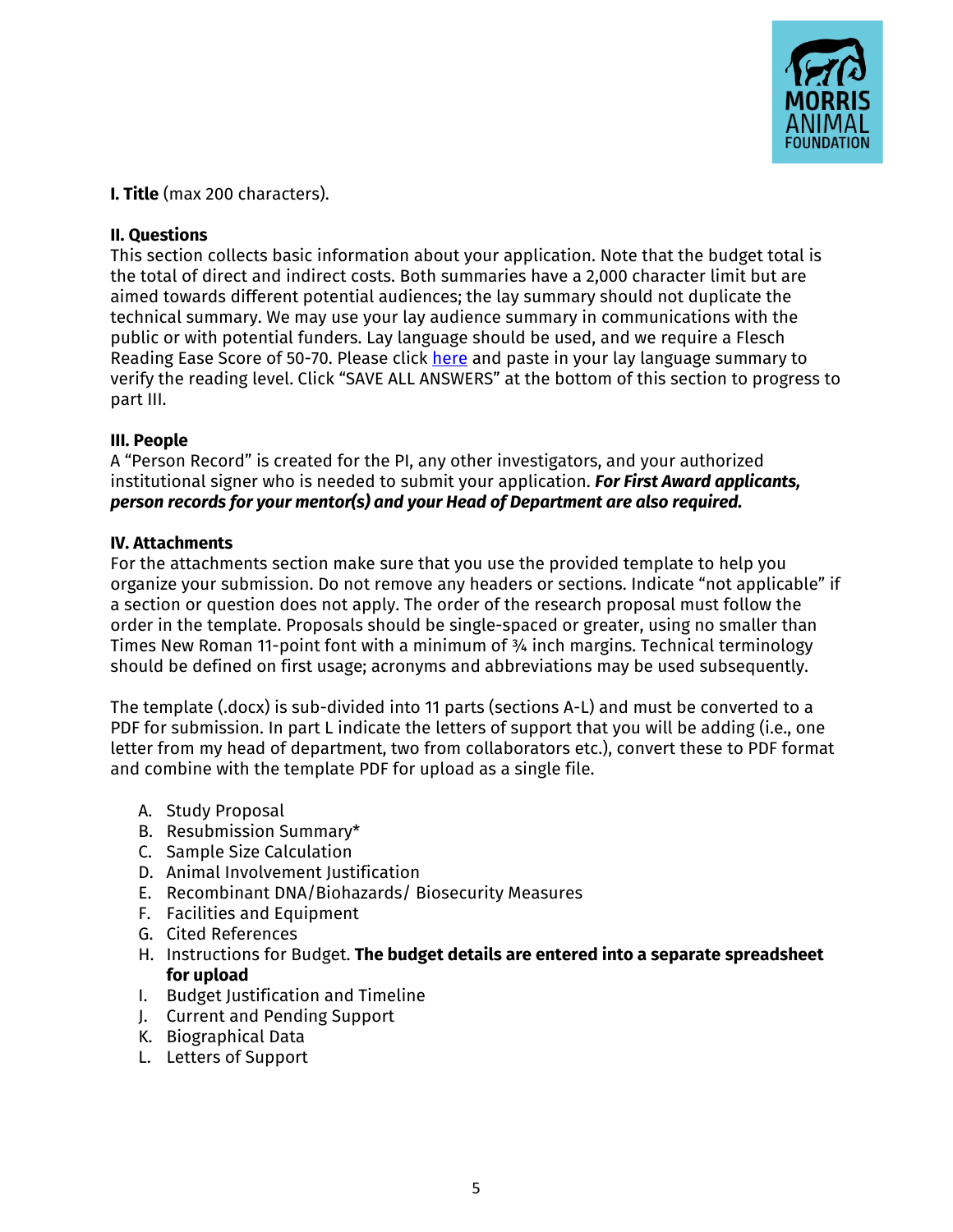**I. Title** (max 200 characters).

**II. Questions**

This section collects basic information about your application. Note that the budget total is the total of direct and indirect costs. Both summaries have a 2,000 character limit but are aimed towards different potential audiences; the lay summary should not duplicate the technical summary. We may use your lay audience summary in communications with the public or with potential funders. Lay language should be used, and we require a Flesch Reading Ease Score of 50-70. Please click here and paste in your lay language summary to verify the reading level. Click "SAVE ALL ANSWERS" at the bottom of this section to progress to part III.

**III. People**

A "Person Record" is created for the PI, any other investigators, and your authorized institutional signer who is needed to submit your application. ***For First Award applicants, person records for your mentor(s) and your Head of Department are also required.***

**IV. Attachments**

For the attachments section make sure that you use the provided template to help you organize your submission. Do not remove any headers or sections. Indicate "not applicable" if a section or question does not apply. The order of the research proposal must follow the order in the template. Proposals should be single-spaced or greater, using no smaller than Times New Roman 11-point font with a minimum of ¾ inch margins. Technical terminology should be defined on first usage; acronyms and abbreviations may be used subsequently.

The template (.docx) is sub-divided into 11 parts (sections A-L) and must be converted to a PDF for submission. In part L indicate the letters of support that you will be adding (i.e., one letter from my head of department, two from collaborators etc.), convert these to PDF format and combine with the template PDF for upload as a single file.

A. Study Proposal
B. Resubmission Summary*
C. Sample Size Calculation
D. Animal Involvement Justification
E. Recombinant DNA/Biohazards/ Biosecurity Measures
F. Facilities and Equipment
G. Cited References
H. Instructions for Budget. **The budget details are entered into a separate spreadsheet for upload**
I. Budget Justification and Timeline
J. Current and Pending Support
K. Biographical Data
L. Letters of Support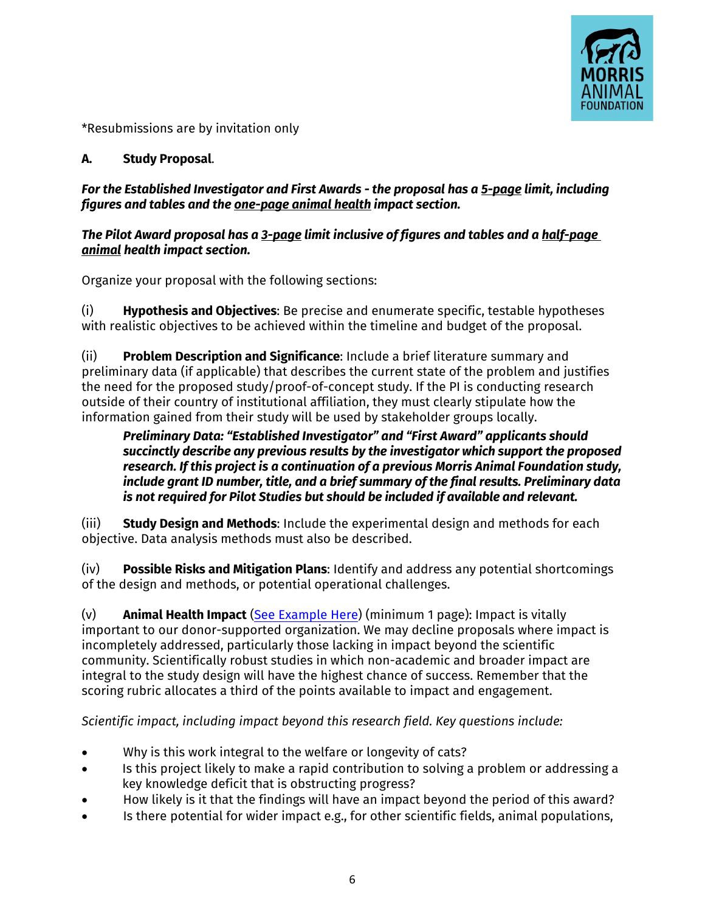*Resubmissions are by invitation only

**A. Study Proposal**.

***For the Established Investigator and First Awards - the proposal has a 5-page limit, including figures and tables and the one-page animal health impact section.***

***The Pilot Award proposal has a 3-page limit inclusive of figures and tables and a half-page animal health impact section.***

Organize your proposal with the following sections:

(i) **Hypothesis and Objectives**: Be precise and enumerate specific, testable hypotheses with realistic objectives to be achieved within the timeline and budget of the proposal.

(ii) **Problem Description and Significance**: Include a brief literature summary and preliminary data (if applicable) that describes the current state of the problem and justifies the need for the proposed study/proof-of-concept study. If the PI is conducting research outside of their country of institutional affiliation, they must clearly stipulate how the information gained from their study will be used by stakeholder groups locally.

> ***Preliminary Data: "Established Investigator" and "First Award" applicants should succinctly describe any previous results by the investigator which support the proposed research. If this project is a continuation of a previous Morris Animal Foundation study, include grant ID number, title, and a brief summary of the final results. Preliminary data is not required for Pilot Studies but should be included if available and relevant.***

(iii) **Study Design and Methods**: Include the experimental design and methods for each objective. Data analysis methods must also be described.

(iv) **Possible Risks and Mitigation Plans**: Identify and address any potential shortcomings of the design and methods, or potential operational challenges.

(v) **Animal Health Impact** (See Example Here) (minimum 1 page): Impact is vitally important to our donor-supported organization. We may decline proposals where impact is incompletely addressed, particularly those lacking in impact beyond the scientific community. Scientifically robust studies in which non-academic and broader impact are integral to the study design will have the highest chance of success. Remember that the scoring rubric allocates a third of the points available to impact and engagement.

*Scientific impact, including impact beyond this research field. Key questions include:*

- Why is this work integral to the welfare or longevity of cats?
- Is this project likely to make a rapid contribution to solving a problem or addressing a key knowledge deficit that is obstructing progress?
- How likely is it that the findings will have an impact beyond the period of this award?
- Is there potential for wider impact e.g., for other scientific fields, animal populations,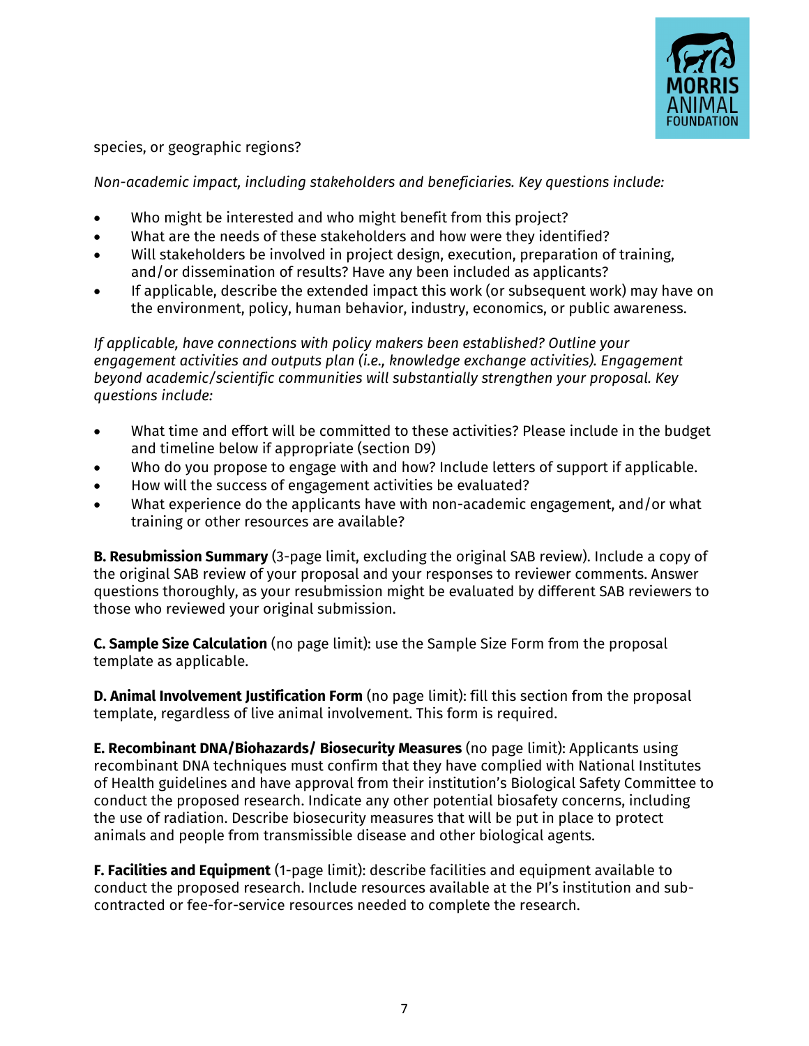species, or geographic regions?

*Non-academic impact, including stakeholders and beneficiaries. Key questions include:*

- Who might be interested and who might benefit from this project?
- What are the needs of these stakeholders and how were they identified?
- Will stakeholders be involved in project design, execution, preparation of training, and/or dissemination of results? Have any been included as applicants?
- If applicable, describe the extended impact this work (or subsequent work) may have on the environment, policy, human behavior, industry, economics, or public awareness.

*If applicable, have connections with policy makers been established? Outline your engagement activities and outputs plan (i.e., knowledge exchange activities). Engagement beyond academic/scientific communities will substantially strengthen your proposal. Key questions include:*

- What time and effort will be committed to these activities? Please include in the budget and timeline below if appropriate (section D9)
- Who do you propose to engage with and how? Include letters of support if applicable.
- How will the success of engagement activities be evaluated?
- What experience do the applicants have with non-academic engagement, and/or what training or other resources are available?

**B. Resubmission Summary** (3-page limit, excluding the original SAB review). Include a copy of the original SAB review of your proposal and your responses to reviewer comments. Answer questions thoroughly, as your resubmission might be evaluated by different SAB reviewers to those who reviewed your original submission.

**C. Sample Size Calculation** (no page limit): use the Sample Size Form from the proposal template as applicable.

**D. Animal Involvement Justification Form** (no page limit): fill this section from the proposal template, regardless of live animal involvement. This form is required.

**E. Recombinant DNA/Biohazards/ Biosecurity Measures** (no page limit): Applicants using recombinant DNA techniques must confirm that they have complied with National Institutes of Health guidelines and have approval from their institution's Biological Safety Committee to conduct the proposed research. Indicate any other potential biosafety concerns, including the use of radiation. Describe biosecurity measures that will be put in place to protect animals and people from transmissible disease and other biological agents.

**F. Facilities and Equipment** (1-page limit): describe facilities and equipment available to conduct the proposed research. Include resources available at the PI's institution and sub-contracted or fee-for-service resources needed to complete the research.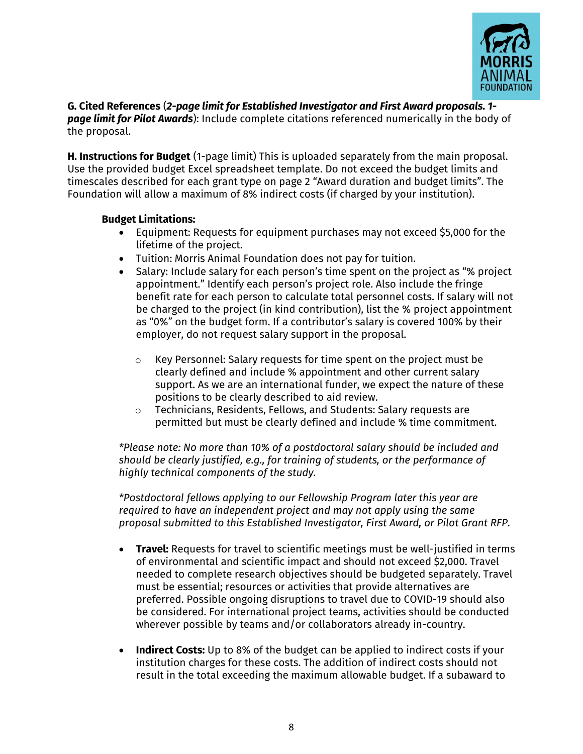**G. Cited References** (***2-page limit for Established Investigator and First Award proposals. 1-page limit for Pilot Awards***): Include complete citations referenced numerically in the body of the proposal.

**H. Instructions for Budget** (1-page limit) This is uploaded separately from the main proposal. Use the provided budget Excel spreadsheet template. Do not exceed the budget limits and timescales described for each grant type on page 2 "Award duration and budget limits". The Foundation will allow a maximum of 8% indirect costs (if charged by your institution).

**Budget Limitations:**

- Equipment: Requests for equipment purchases may not exceed $5,000 for the lifetime of the project.
- Tuition: Morris Animal Foundation does not pay for tuition.
- Salary: Include salary for each person's time spent on the project as "% project appointment." Identify each person's project role. Also include the fringe benefit rate for each person to calculate total personnel costs. If salary will not be charged to the project (in kind contribution), list the % project appointment as "0%" on the budget form. If a contributor's salary is covered 100% by their employer, do not request salary support in the proposal.
    - Key Personnel: Salary requests for time spent on the project must be clearly defined and include % appointment and other current salary support. As we are an international funder, we expect the nature of these positions to be clearly described to aid review.
    - Technicians, Residents, Fellows, and Students: Salary requests are permitted but must be clearly defined and include % time commitment.

*\*Please note: No more than 10% of a postdoctoral salary should be included and should be clearly justified, e.g., for training of students, or the performance of highly technical components of the study.*

*\*Postdoctoral fellows applying to our Fellowship Program later this year are required to have an independent project and may not apply using the same proposal submitted to this Established Investigator, First Award, or Pilot Grant RFP.*

- **Travel:** Requests for travel to scientific meetings must be well-justified in terms of environmental and scientific impact and should not exceed $2,000. Travel needed to complete research objectives should be budgeted separately. Travel must be essential; resources or activities that provide alternatives are preferred. Possible ongoing disruptions to travel due to COVID-19 should also be considered. For international project teams, activities should be conducted wherever possible by teams and/or collaborators already in-country.

- **Indirect Costs:** Up to 8% of the budget can be applied to indirect costs if your institution charges for these costs. The addition of indirect costs should not result in the total exceeding the maximum allowable budget. If a subaward to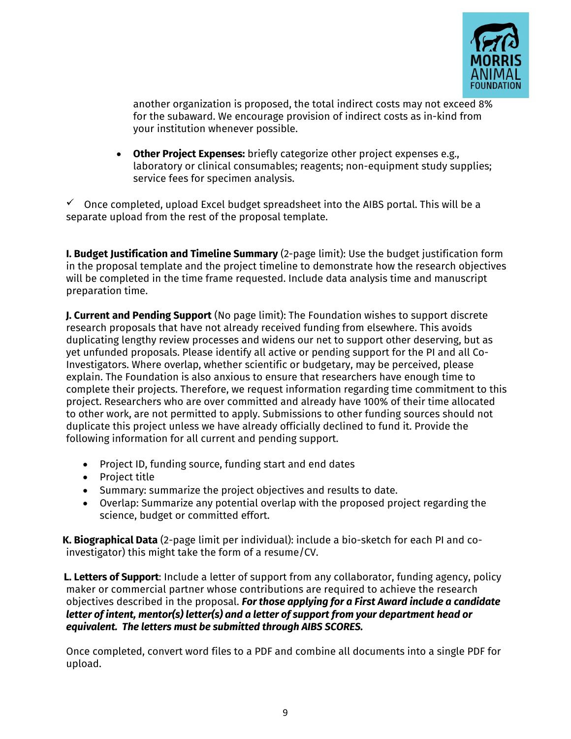another organization is proposed, the total indirect costs may not exceed 8% for the subaward. We encourage provision of indirect costs as in-kind from your institution whenever possible.

- **Other Project Expenses:** briefly categorize other project expenses e.g., laboratory or clinical consumables; reagents; non-equipment study supplies; service fees for specimen analysis.

✓ Once completed, upload Excel budget spreadsheet into the AIBS portal. This will be a separate upload from the rest of the proposal template.

**I. Budget Justification and Timeline Summary** (2-page limit): Use the budget justification form in the proposal template and the project timeline to demonstrate how the research objectives will be completed in the time frame requested. Include data analysis time and manuscript preparation time.

**J. Current and Pending Support** (No page limit): The Foundation wishes to support discrete research proposals that have not already received funding from elsewhere. This avoids duplicating lengthy review processes and widens our net to support other deserving, but as yet unfunded proposals. Please identify all active or pending support for the PI and all Co-Investigators. Where overlap, whether scientific or budgetary, may be perceived, please explain. The Foundation is also anxious to ensure that researchers have enough time to complete their projects. Therefore, we request information regarding time commitment to this project. Researchers who are over committed and already have 100% of their time allocated to other work, are not permitted to apply. Submissions to other funding sources should not duplicate this project unless we have already officially declined to fund it. Provide the following information for all current and pending support.

- Project ID, funding source, funding start and end dates
- Project title
- Summary: summarize the project objectives and results to date.
- Overlap: Summarize any potential overlap with the proposed project regarding the science, budget or committed effort.

**K. Biographical Data** (2-page limit per individual): include a bio-sketch for each PI and co-investigator) this might take the form of a resume/CV.

**L. Letters of Support**: Include a letter of support from any collaborator, funding agency, policy maker or commercial partner whose contributions are required to achieve the research objectives described in the proposal. ***For those applying for a First Award include a candidate letter of intent, mentor(s) letter(s) and a letter of support from your department head or equivalent. The letters must be submitted through AIBS SCORES.***

Once completed, convert word files to a PDF and combine all documents into a single PDF for upload.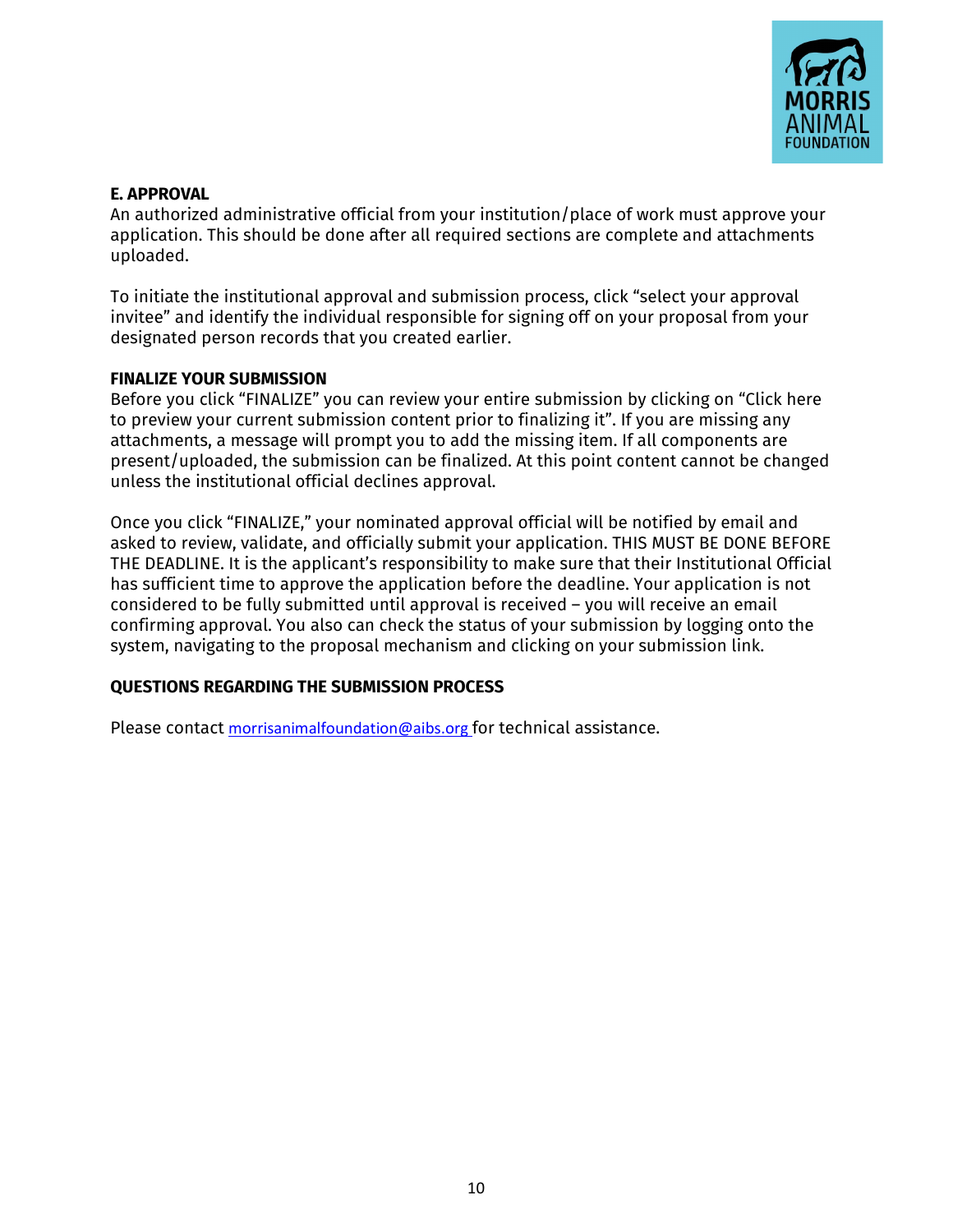**E. APPROVAL**

An authorized administrative official from your institution/place of work must approve your application. This should be done after all required sections are complete and attachments uploaded.

To initiate the institutional approval and submission process, click "select your approval invitee" and identify the individual responsible for signing off on your proposal from your designated person records that you created earlier.

**FINALIZE YOUR SUBMISSION**

Before you click "FINALIZE" you can review your entire submission by clicking on "Click here to preview your current submission content prior to finalizing it". If you are missing any attachments, a message will prompt you to add the missing item. If all components are present/uploaded, the submission can be finalized. At this point content cannot be changed unless the institutional official declines approval.

Once you click "FINALIZE," your nominated approval official will be notified by email and asked to review, validate, and officially submit your application. THIS MUST BE DONE BEFORE THE DEADLINE. It is the applicant's responsibility to make sure that their Institutional Official has sufficient time to approve the application before the deadline. Your application is not considered to be fully submitted until approval is received – you will receive an email confirming approval. You also can check the status of your submission by logging onto the system, navigating to the proposal mechanism and clicking on your submission link.

**QUESTIONS REGARDING THE SUBMISSION PROCESS**

Please contact morrisanimalfoundation@aibs.org for technical assistance.